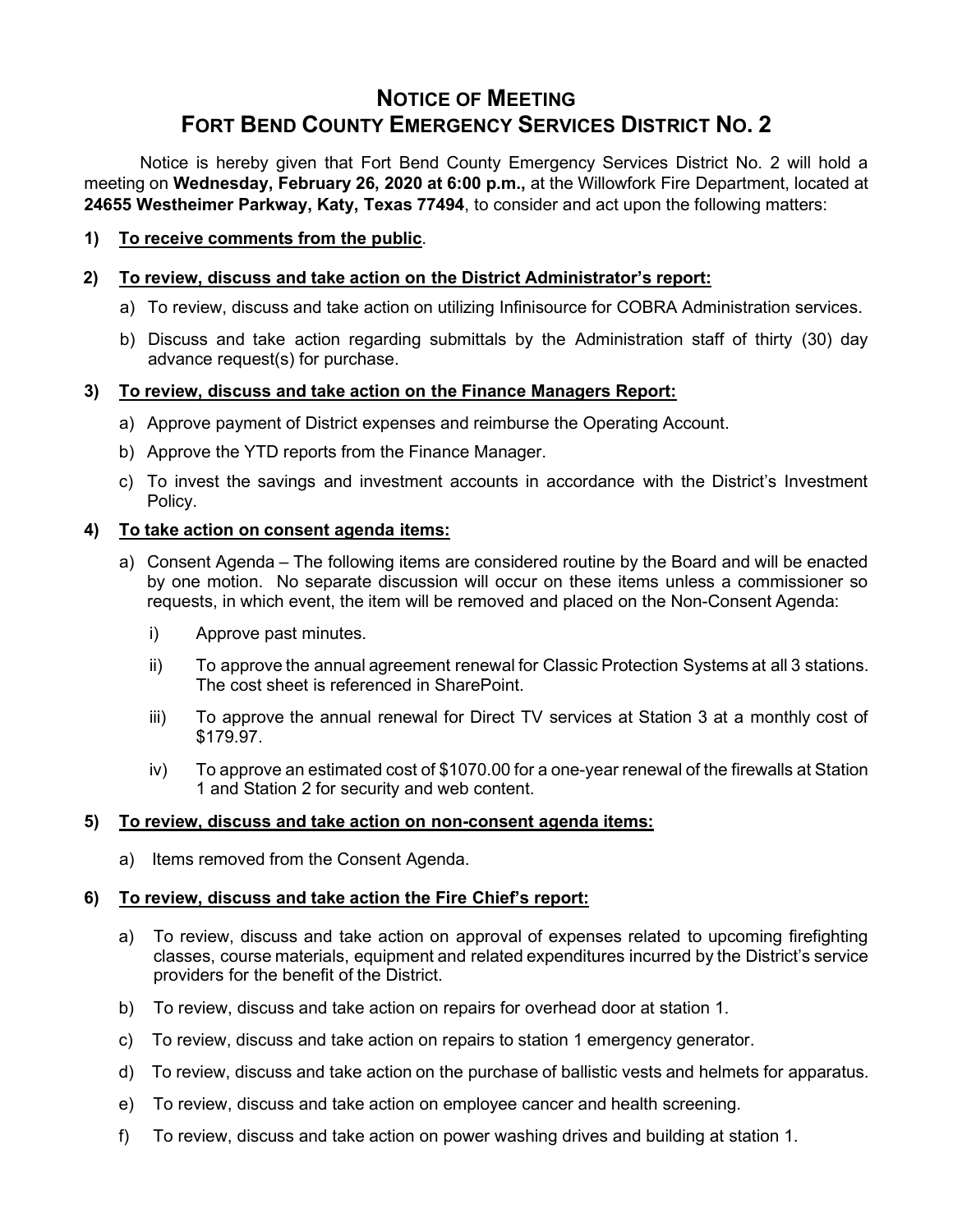# NOTICE OF MEETING
# FORT BEND COUNTY EMERGENCY SERVICES DISTRICT NO. 2

Notice is hereby given that Fort Bend County Emergency Services District No. 2 will hold a meeting on **Wednesday, February 26, 2020 at 6:00 p.m.,** at the Willowfork Fire Department, located at **24655 Westheimer Parkway, Katy, Texas 77494**, to consider and act upon the following matters:

**1) <u>To receive comments from the public</u>**.

**2) <u>To review, discuss and take action on the District Administrator's report:</u>**

a) To review, discuss and take action on utilizing Infinisource for COBRA Administration services.

b) Discuss and take action regarding submittals by the Administration staff of thirty (30) day advance request(s) for purchase.

**3) <u>To review, discuss and take action on the Finance Managers Report:</u>**

a) Approve payment of District expenses and reimburse the Operating Account.

b) Approve the YTD reports from the Finance Manager.

c) To invest the savings and investment accounts in accordance with the District's Investment Policy.

**4) <u>To take action on consent agenda items:</u>**

a) Consent Agenda – The following items are considered routine by the Board and will be enacted by one motion. No separate discussion will occur on these items unless a commissioner so requests, in which event, the item will be removed and placed on the Non-Consent Agenda:

i) Approve past minutes.

ii) To approve the annual agreement renewal for Classic Protection Systems at all 3 stations. The cost sheet is referenced in SharePoint.

iii) To approve the annual renewal for Direct TV services at Station 3 at a monthly cost of $179.97.

iv) To approve an estimated cost of $1070.00 for a one-year renewal of the firewalls at Station 1 and Station 2 for security and web content.

**5) <u>To review, discuss and take action on non-consent agenda items:</u>**

a) Items removed from the Consent Agenda.

**6) <u>To review, discuss and take action the Fire Chief's report:</u>**

a) To review, discuss and take action on approval of expenses related to upcoming firefighting classes, course materials, equipment and related expenditures incurred by the District's service providers for the benefit of the District.

b) To review, discuss and take action on repairs for overhead door at station 1.

c) To review, discuss and take action on repairs to station 1 emergency generator.

d) To review, discuss and take action on the purchase of ballistic vests and helmets for apparatus.

e) To review, discuss and take action on employee cancer and health screening.

f) To review, discuss and take action on power washing drives and building at station 1.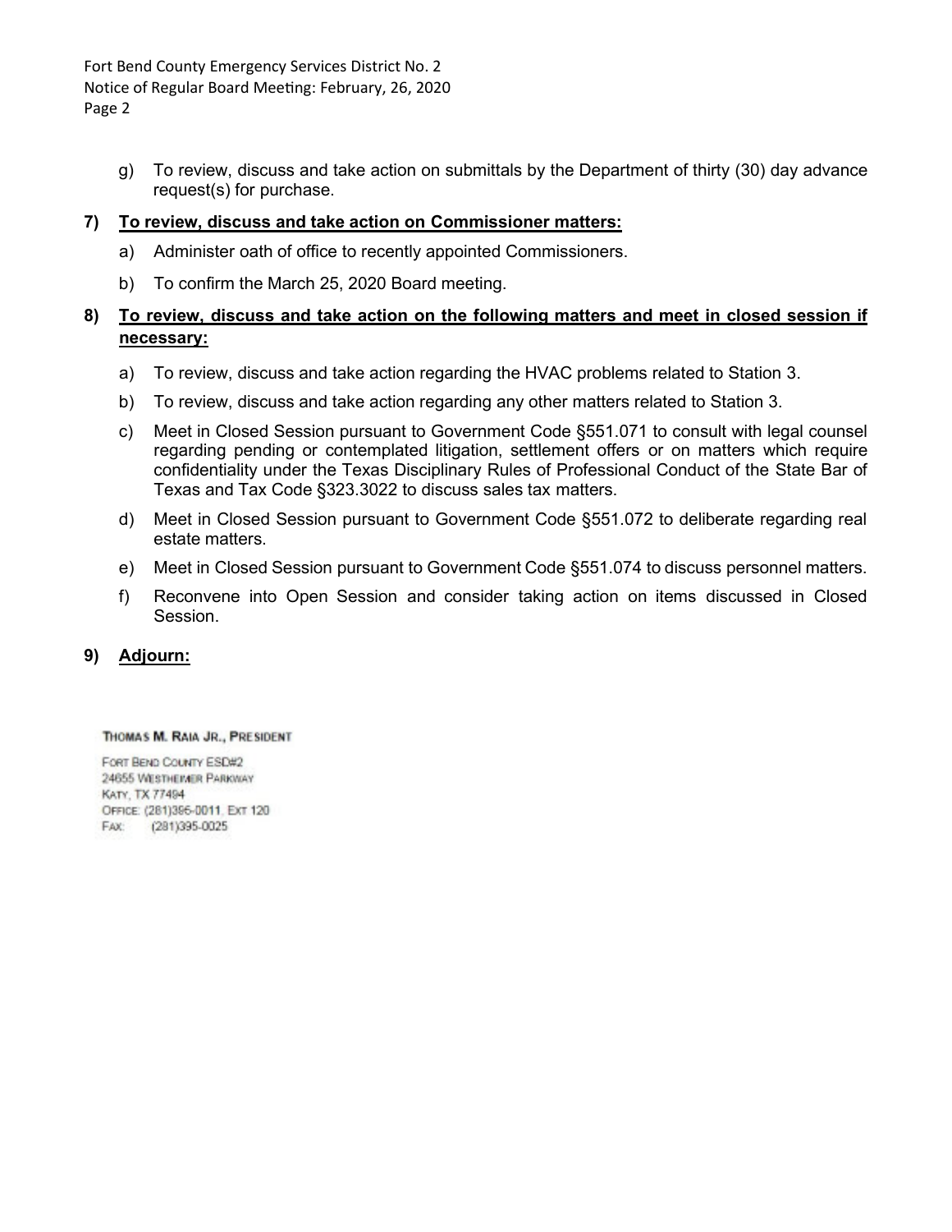g) To review, discuss and take action on submittals by the Department of thirty (30) day advance request(s) for purchase.

**7) To review, discuss and take action on Commissioner matters:**

a) Administer oath of office to recently appointed Commissioners.

b) To confirm the March 25, 2020 Board meeting.

**8) To review, discuss and take action on the following matters and meet in closed session if necessary:**

a) To review, discuss and take action regarding the HVAC problems related to Station 3.

b) To review, discuss and take action regarding any other matters related to Station 3.

c) Meet in Closed Session pursuant to Government Code §551.071 to consult with legal counsel regarding pending or contemplated litigation, settlement offers or on matters which require confidentiality under the Texas Disciplinary Rules of Professional Conduct of the State Bar of Texas and Tax Code §323.3022 to discuss sales tax matters.

d) Meet in Closed Session pursuant to Government Code §551.072 to deliberate regarding real estate matters.

e) Meet in Closed Session pursuant to Government Code §551.074 to discuss personnel matters.

f) Reconvene into Open Session and consider taking action on items discussed in Closed Session.

**9) Adjourn:**

THOMAS M. RAIA JR., PRESIDENT

FORT BEND COUNTY ESD#2
24655 WESTHEIMER PARKWAY
KATY, TX 77494
OFFICE: (281)395-0011, EXT 120
FAX: (281)395-0025